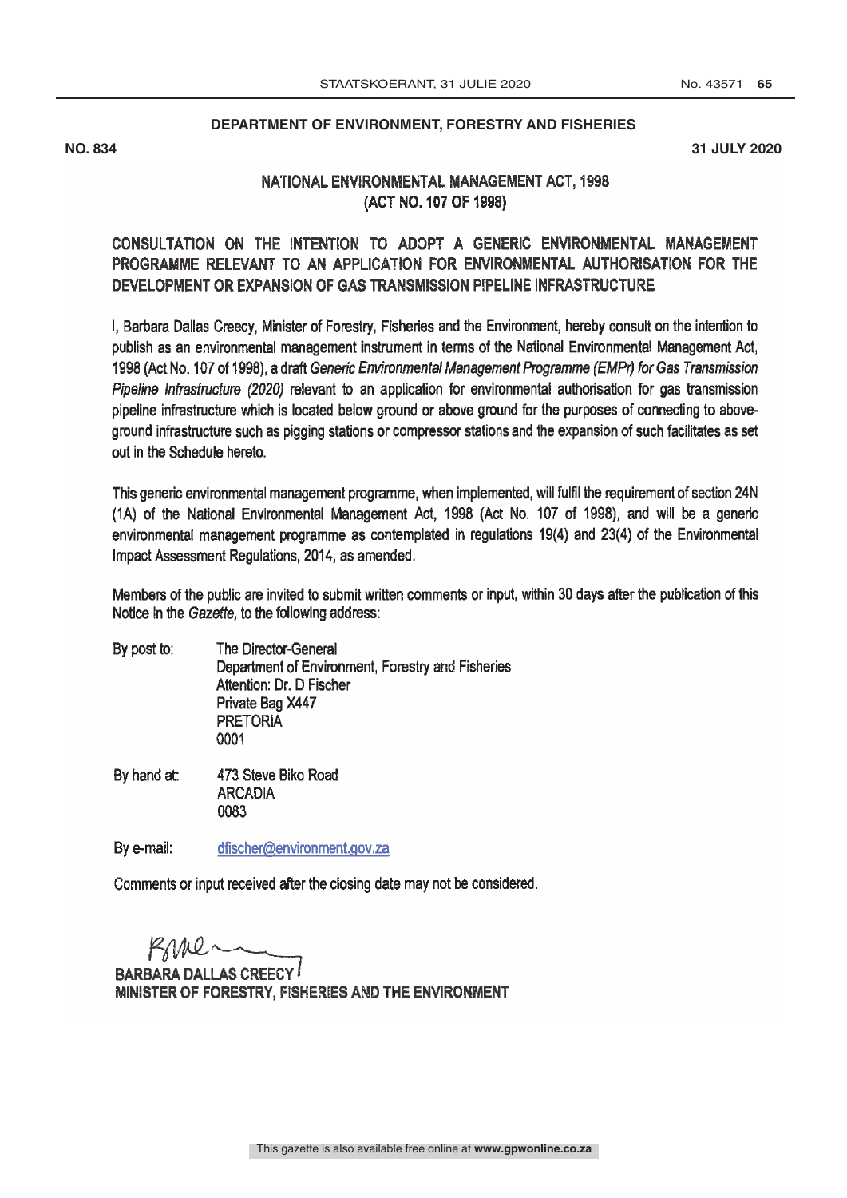**DEPARTMENT OF ENVIRONMENT, FORESTRY AND FISHERIES**

**NO. 834** **31 JULY 2020**

**NATIONAL ENVIRONMENTAL MANAGEMENT ACT, 1998**
**(ACT NO. 107 OF 1998)**

**CONSULTATION ON THE INTENTION TO ADOPT A GENERIC ENVIRONMENTAL MANAGEMENT PROGRAMME RELEVANT TO AN APPLICATION FOR ENVIRONMENTAL AUTHORISATION FOR THE DEVELOPMENT OR EXPANSION OF GAS TRANSMISSION PIPELINE INFRASTRUCTURE**

I, Barbara Dallas Creecy, Minister of Forestry, Fisheries and the Environment, hereby consult on the intention to publish as an environmental management instrument in terms of the National Environmental Management Act, 1998 (Act No. 107 of 1998), a draft *Generic Environmental Management Programme (EMPr) for Gas Transmission Pipeline Infrastructure (2020)* relevant to an application for environmental authorisation for gas transmission pipeline infrastructure which is located below ground or above ground for the purposes of connecting to above-ground infrastructure such as pigging stations or compressor stations and the expansion of such facilitates as set out in the Schedule hereto.

This generic environmental management programme, when implemented, will fulfil the requirement of section 24N (1A) of the National Environmental Management Act, 1998 (Act No. 107 of 1998), and will be a generic environmental management programme as contemplated in regulations 19(4) and 23(4) of the Environmental Impact Assessment Regulations, 2014, as amended.

Members of the public are invited to submit written comments or input, within 30 days after the publication of this Notice in the *Gazette*, to the following address:

By post to: The Director-General
Department of Environment, Forestry and Fisheries
Attention: Dr. D Fischer
Private Bag X447
PRETORIA
0001

By hand at: 473 Steve Biko Road
ARCADIA
0083

By e-mail: dfischer@environment.gov.za

Comments or input received after the closing date may not be considered.

**BARBARA DALLAS CREECY**
**MINISTER OF FORESTRY, FISHERIES AND THE ENVIRONMENT**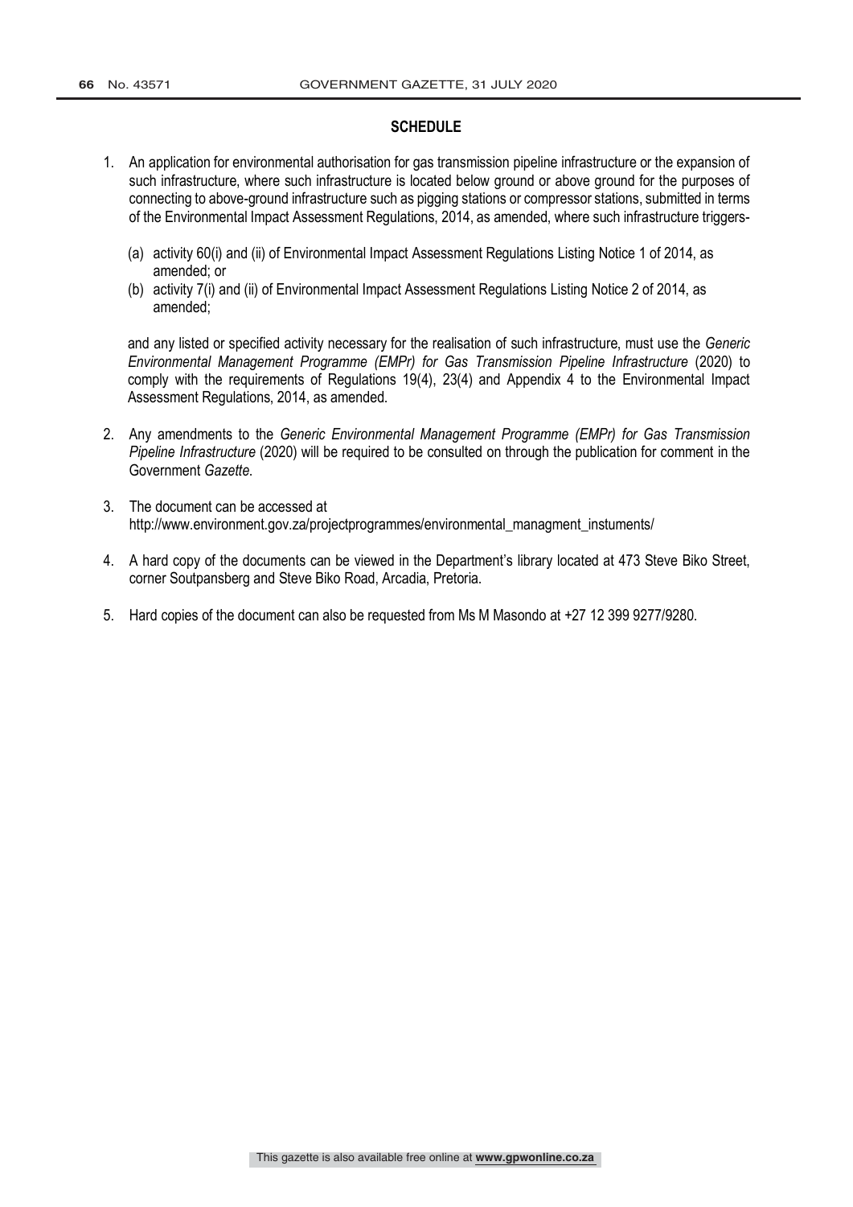## SCHEDULE

1. An application for environmental authorisation for gas transmission pipeline infrastructure or the expansion of such infrastructure, where such infrastructure is located below ground or above ground for the purposes of connecting to above-ground infrastructure such as pigging stations or compressor stations, submitted in terms of the Environmental Impact Assessment Regulations, 2014, as amended, where such infrastructure triggers-

   (a) activity 60(i) and (ii) of Environmental Impact Assessment Regulations Listing Notice 1 of 2014, as amended; or
   (b) activity 7(i) and (ii) of Environmental Impact Assessment Regulations Listing Notice 2 of 2014, as amended;

   and any listed or specified activity necessary for the realisation of such infrastructure, must use the *Generic Environmental Management Programme (EMPr) for Gas Transmission Pipeline Infrastructure* (2020) to comply with the requirements of Regulations 19(4), 23(4) and Appendix 4 to the Environmental Impact Assessment Regulations, 2014, as amended.

2. Any amendments to the *Generic Environmental Management Programme (EMPr) for Gas Transmission Pipeline Infrastructure* (2020) will be required to be consulted on through the publication for comment in the Government *Gazette*.

3. The document can be accessed at http://www.environment.gov.za/projectprogrammes/environmental_managment_instuments/

4. A hard copy of the documents can be viewed in the Department's library located at 473 Steve Biko Street, corner Soutpansberg and Steve Biko Road, Arcadia, Pretoria.

5. Hard copies of the document can also be requested from Ms M Masondo at +27 12 399 9277/9280.